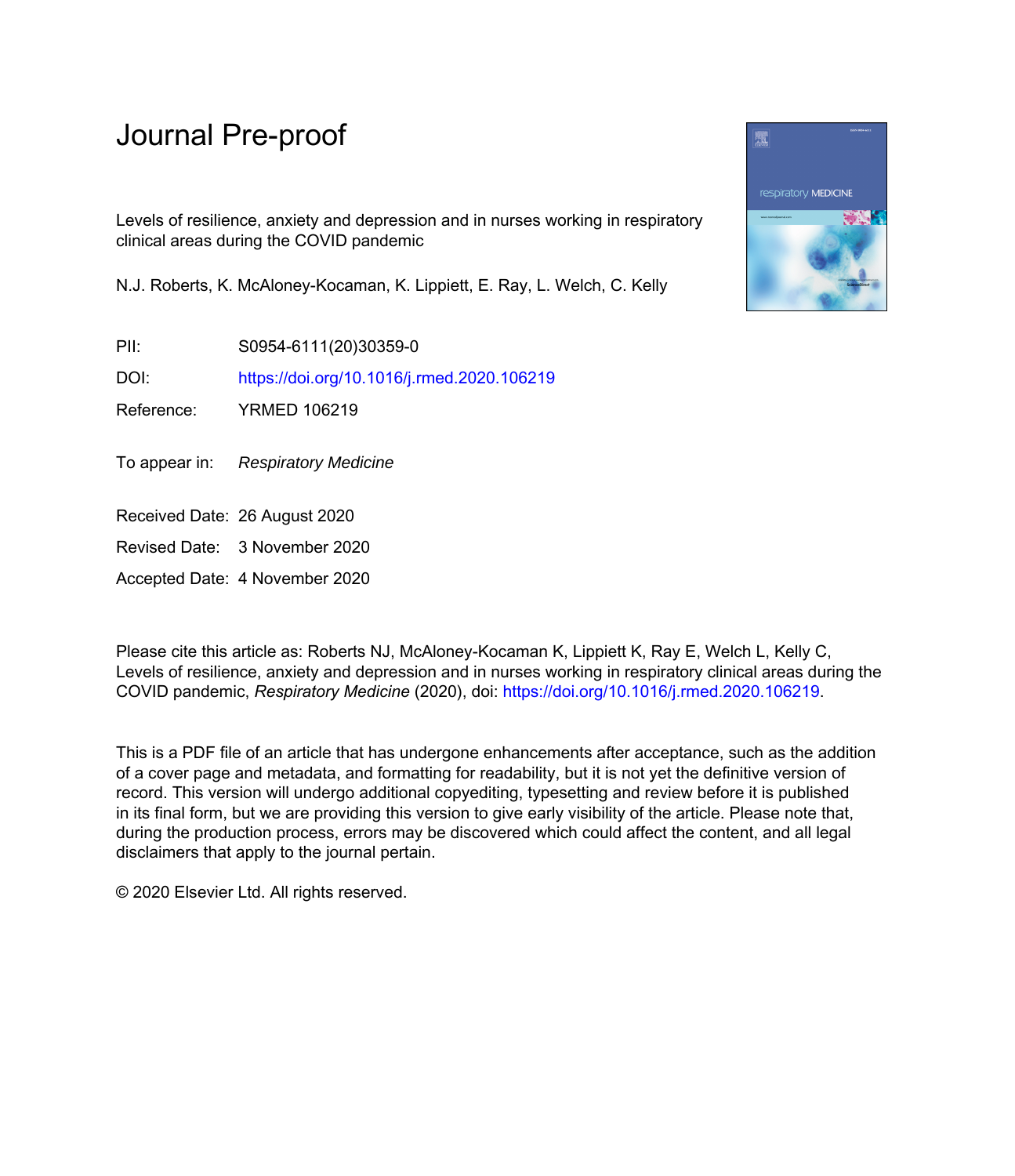# Journal Pre-proof

Levels of resilience, anxiety and depression and in nurses working in respiratory clinical areas during the COVID pandemic

N.J. Roberts, K. McAloney-Kocaman, K. Lippiett, E. Ray, L. Welch, C. Kelly

PII: S0954-6111(20)30359-0

DOI: https://doi.org/10.1016/j.rmed.2020.106219

Reference: YRMED 106219

To appear in: *Respiratory Medicine*

Received Date: 26 August 2020

Revised Date: 3 November 2020

Accepted Date: 4 November 2020

Please cite this article as: Roberts NJ, McAloney-Kocaman K, Lippiett K, Ray E, Welch L, Kelly C, Levels of resilience, anxiety and depression and in nurses working in respiratory clinical areas during the COVID pandemic, *Respiratory Medicine* (2020), doi: https://doi.org/10.1016/j.rmed.2020.106219.

This is a PDF file of an article that has undergone enhancements after acceptance, such as the addition of a cover page and metadata, and formatting for readability, but it is not yet the definitive version of record. This version will undergo additional copyediting, typesetting and review before it is published in its final form, but we are providing this version to give early visibility of the article. Please note that, during the production process, errors may be discovered which could affect the content, and all legal disclaimers that apply to the journal pertain.

© 2020 Elsevier Ltd. All rights reserved.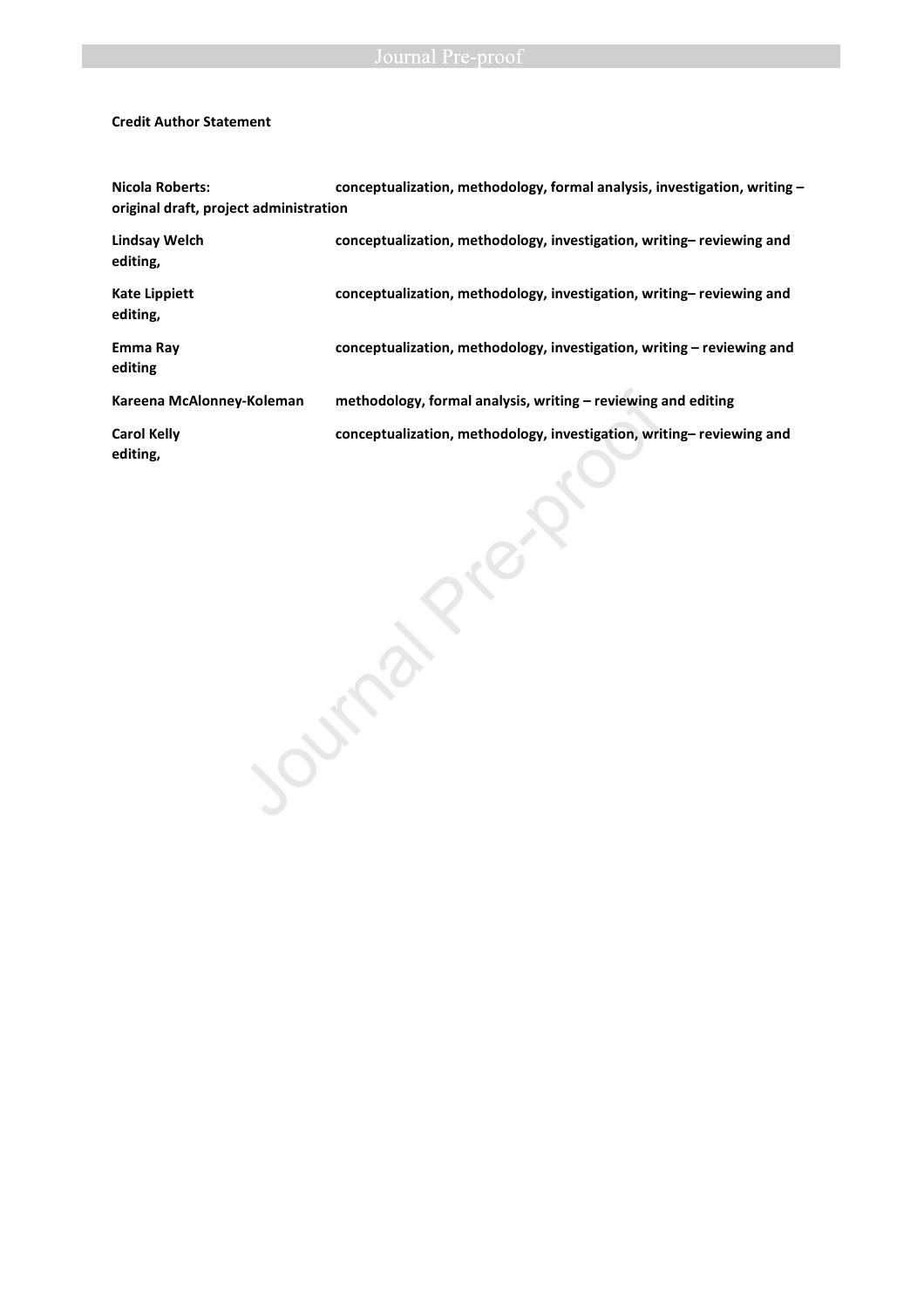**Credit Author Statement**

**Nicola Roberts:** **conceptualization, methodology, formal analysis, investigation, writing – original draft, project administration**

**Lindsay Welch** **conceptualization, methodology, investigation, writing– reviewing and editing,**

**Kate Lippiett** **conceptualization, methodology, investigation, writing– reviewing and editing,**

**Emma Ray** **conceptualization, methodology, investigation, writing – reviewing and editing**

**Kareena McAlonney-Koleman** **methodology, formal analysis, writing – reviewing and editing**

**Carol Kelly** **conceptualization, methodology, investigation, writing– reviewing and editing,**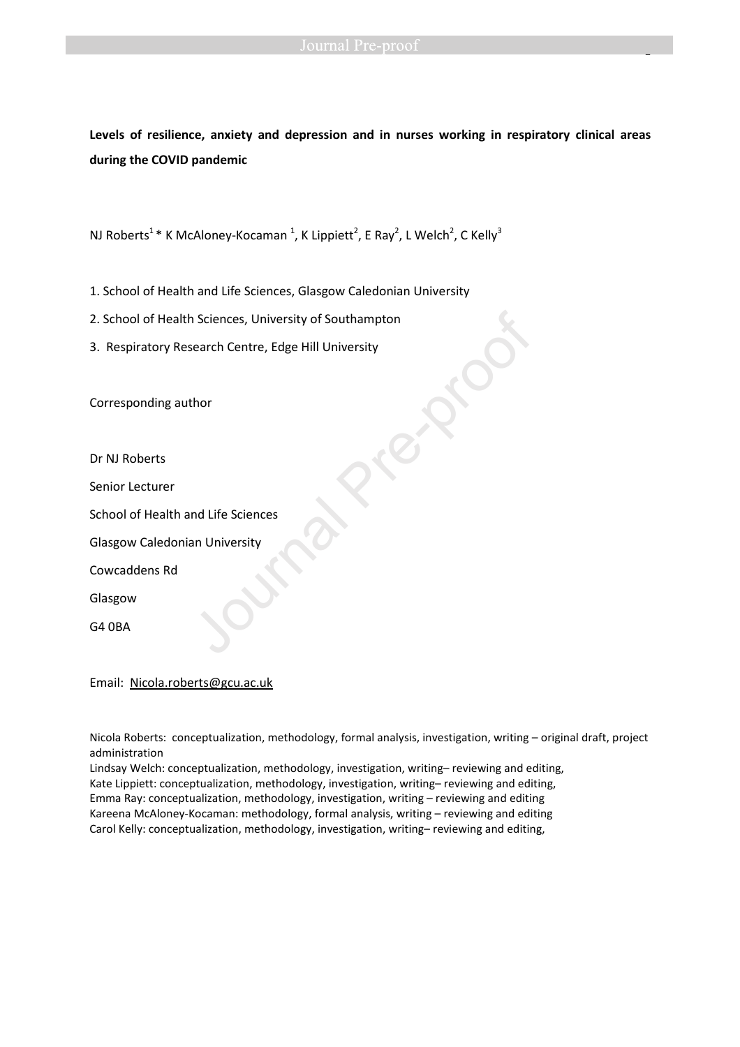**Levels of resilience, anxiety and depression and in nurses working in respiratory clinical areas during the COVID pandemic**

NJ Roberts[1] * K McAloney-Kocaman [1], K Lippiett[2], E Ray[2], L Welch[2], C Kelly[3]

1. School of Health and Life Sciences, Glasgow Caledonian University
2. School of Health Sciences, University of Southampton
3. Respiratory Research Centre, Edge Hill University

Corresponding author

Dr NJ Roberts

Senior Lecturer

School of Health and Life Sciences

Glasgow Caledonian University

Cowcaddens Rd

Glasgow

G4 0BA

Email: Nicola.roberts@gcu.ac.uk

Nicola Roberts: conceptualization, methodology, formal analysis, investigation, writing – original draft, project administration
Lindsay Welch: conceptualization, methodology, investigation, writing– reviewing and editing,
Kate Lippiett: conceptualization, methodology, investigation, writing– reviewing and editing,
Emma Ray: conceptualization, methodology, investigation, writing – reviewing and editing
Kareena McAloney-Kocaman: methodology, formal analysis, writing – reviewing and editing
Carol Kelly: conceptualization, methodology, investigation, writing– reviewing and editing,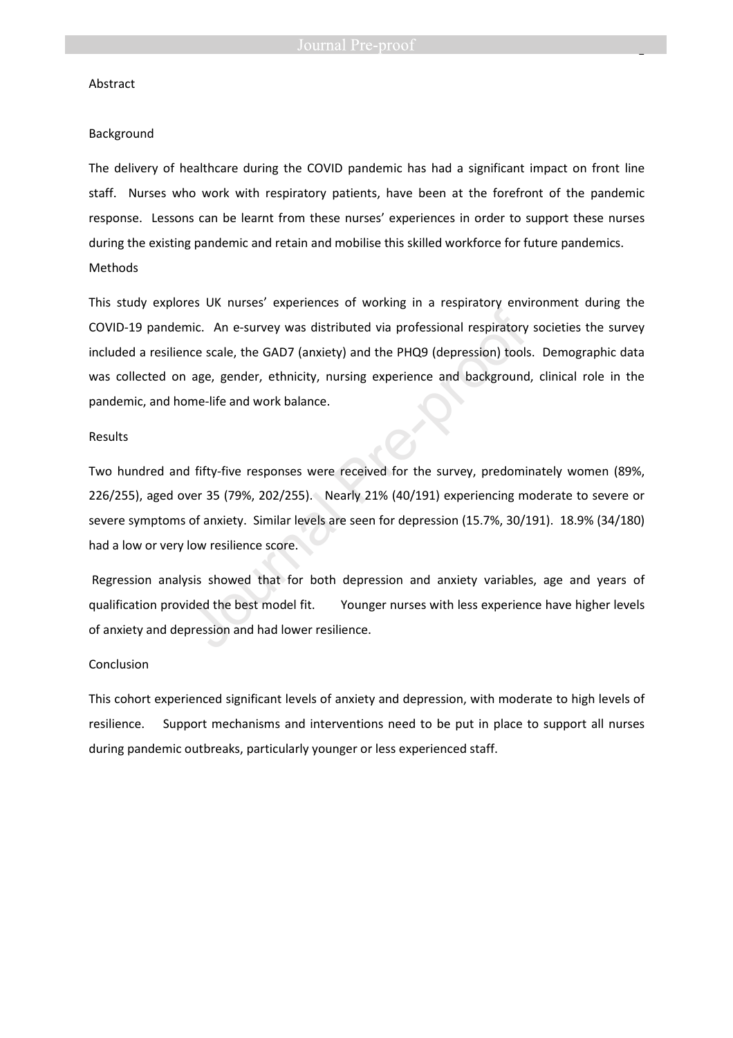Abstract

Background

The delivery of healthcare during the COVID pandemic has had a significant impact on front line staff. Nurses who work with respiratory patients, have been at the forefront of the pandemic response. Lessons can be learnt from these nurses' experiences in order to support these nurses during the existing pandemic and retain and mobilise this skilled workforce for future pandemics.

Methods

This study explores UK nurses' experiences of working in a respiratory environment during the COVID-19 pandemic. An e-survey was distributed via professional respiratory societies the survey included a resilience scale, the GAD7 (anxiety) and the PHQ9 (depression) tools. Demographic data was collected on age, gender, ethnicity, nursing experience and background, clinical role in the pandemic, and home-life and work balance.

Results

Two hundred and fifty-five responses were received for the survey, predominately women (89%, 226/255), aged over 35 (79%, 202/255). Nearly 21% (40/191) experiencing moderate to severe or severe symptoms of anxiety. Similar levels are seen for depression (15.7%, 30/191). 18.9% (34/180) had a low or very low resilience score.

Regression analysis showed that for both depression and anxiety variables, age and years of qualification provided the best model fit. Younger nurses with less experience have higher levels of anxiety and depression and had lower resilience.

Conclusion

This cohort experienced significant levels of anxiety and depression, with moderate to high levels of resilience. Support mechanisms and interventions need to be put in place to support all nurses during pandemic outbreaks, particularly younger or less experienced staff.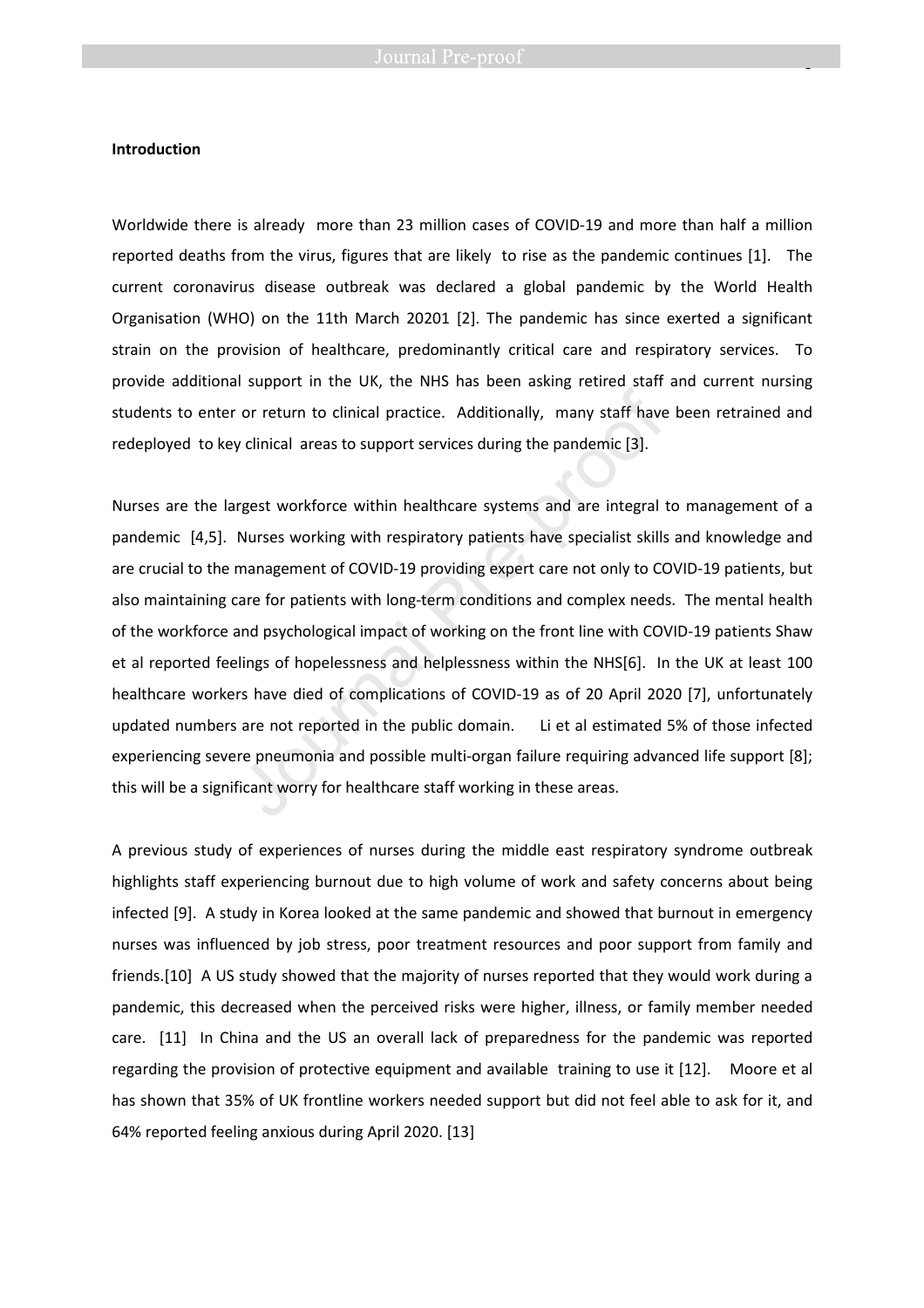**Introduction**

Worldwide there is already more than 23 million cases of COVID-19 and more than half a million reported deaths from the virus, figures that are likely to rise as the pandemic continues [1]. The current coronavirus disease outbreak was declared a global pandemic by the World Health Organisation (WHO) on the 11th March 20201 [2]. The pandemic has since exerted a significant strain on the provision of healthcare, predominantly critical care and respiratory services. To provide additional support in the UK, the NHS has been asking retired staff and current nursing students to enter or return to clinical practice. Additionally, many staff have been retrained and redeployed to key clinical areas to support services during the pandemic [3].

Nurses are the largest workforce within healthcare systems and are integral to management of a pandemic [4,5]. Nurses working with respiratory patients have specialist skills and knowledge and are crucial to the management of COVID-19 providing expert care not only to COVID-19 patients, but also maintaining care for patients with long-term conditions and complex needs. The mental health of the workforce and psychological impact of working on the front line with COVID-19 patients Shaw et al reported feelings of hopelessness and helplessness within the NHS[6]. In the UK at least 100 healthcare workers have died of complications of COVID-19 as of 20 April 2020 [7], unfortunately updated numbers are not reported in the public domain. Li et al estimated 5% of those infected experiencing severe pneumonia and possible multi-organ failure requiring advanced life support [8]; this will be a significant worry for healthcare staff working in these areas.

A previous study of experiences of nurses during the middle east respiratory syndrome outbreak highlights staff experiencing burnout due to high volume of work and safety concerns about being infected [9]. A study in Korea looked at the same pandemic and showed that burnout in emergency nurses was influenced by job stress, poor treatment resources and poor support from family and friends.[10] A US study showed that the majority of nurses reported that they would work during a pandemic, this decreased when the perceived risks were higher, illness, or family member needed care. [11] In China and the US an overall lack of preparedness for the pandemic was reported regarding the provision of protective equipment and available training to use it [12]. Moore et al has shown that 35% of UK frontline workers needed support but did not feel able to ask for it, and 64% reported feeling anxious during April 2020. [13]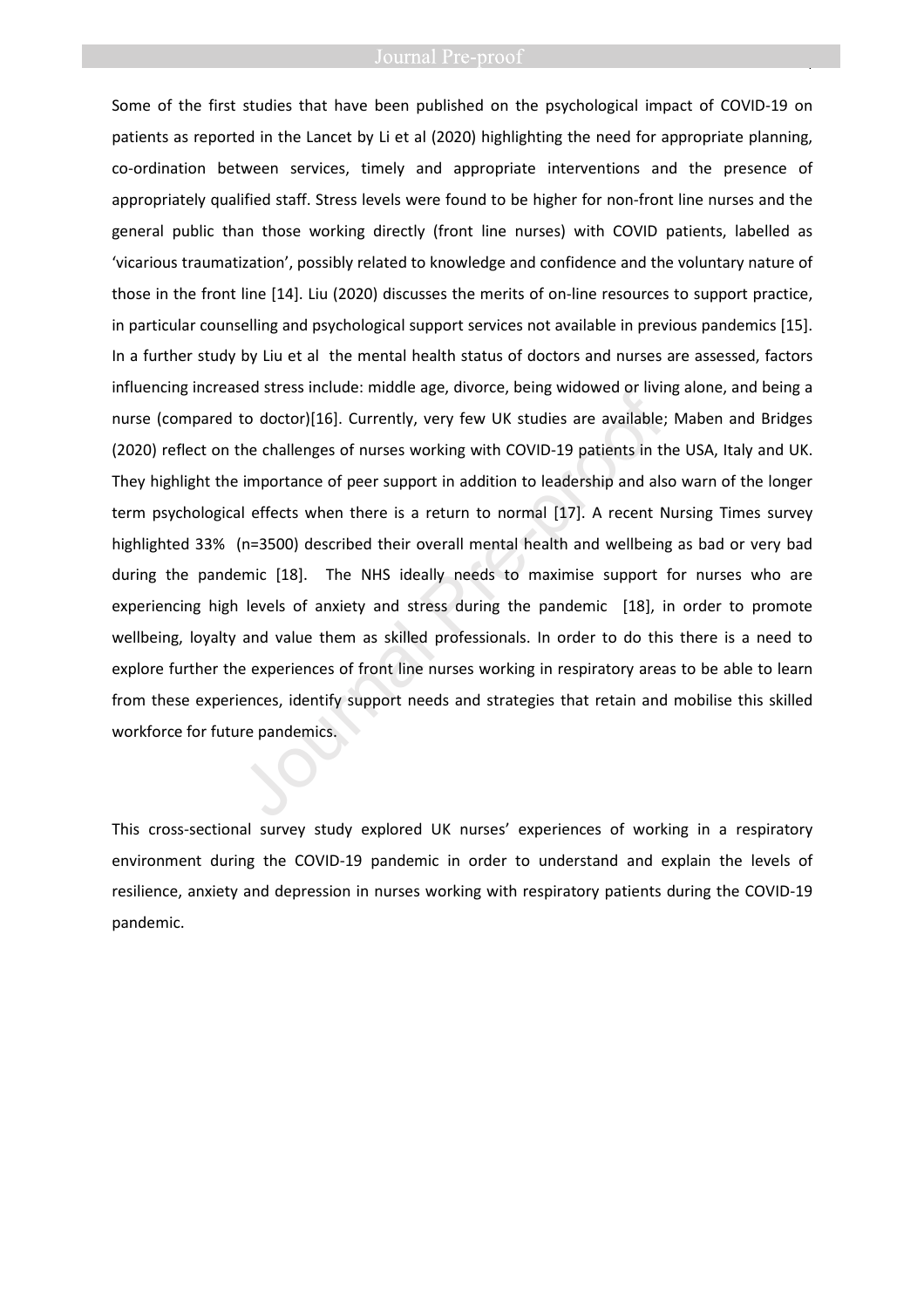Some of the first studies that have been published on the psychological impact of COVID-19 on patients as reported in the Lancet by Li et al (2020) highlighting the need for appropriate planning, co-ordination between services, timely and appropriate interventions and the presence of appropriately qualified staff. Stress levels were found to be higher for non-front line nurses and the general public than those working directly (front line nurses) with COVID patients, labelled as 'vicarious traumatization', possibly related to knowledge and confidence and the voluntary nature of those in the front line [14]. Liu (2020) discusses the merits of on-line resources to support practice, in particular counselling and psychological support services not available in previous pandemics [15]. In a further study by Liu et al the mental health status of doctors and nurses are assessed, factors influencing increased stress include: middle age, divorce, being widowed or living alone, and being a nurse (compared to doctor)[16]. Currently, very few UK studies are available; Maben and Bridges (2020) reflect on the challenges of nurses working with COVID-19 patients in the USA, Italy and UK. They highlight the importance of peer support in addition to leadership and also warn of the longer term psychological effects when there is a return to normal [17]. A recent Nursing Times survey highlighted 33% (n=3500) described their overall mental health and wellbeing as bad or very bad during the pandemic [18]. The NHS ideally needs to maximise support for nurses who are experiencing high levels of anxiety and stress during the pandemic [18], in order to promote wellbeing, loyalty and value them as skilled professionals. In order to do this there is a need to explore further the experiences of front line nurses working in respiratory areas to be able to learn from these experiences, identify support needs and strategies that retain and mobilise this skilled workforce for future pandemics.

This cross-sectional survey study explored UK nurses' experiences of working in a respiratory environment during the COVID-19 pandemic in order to understand and explain the levels of resilience, anxiety and depression in nurses working with respiratory patients during the COVID-19 pandemic.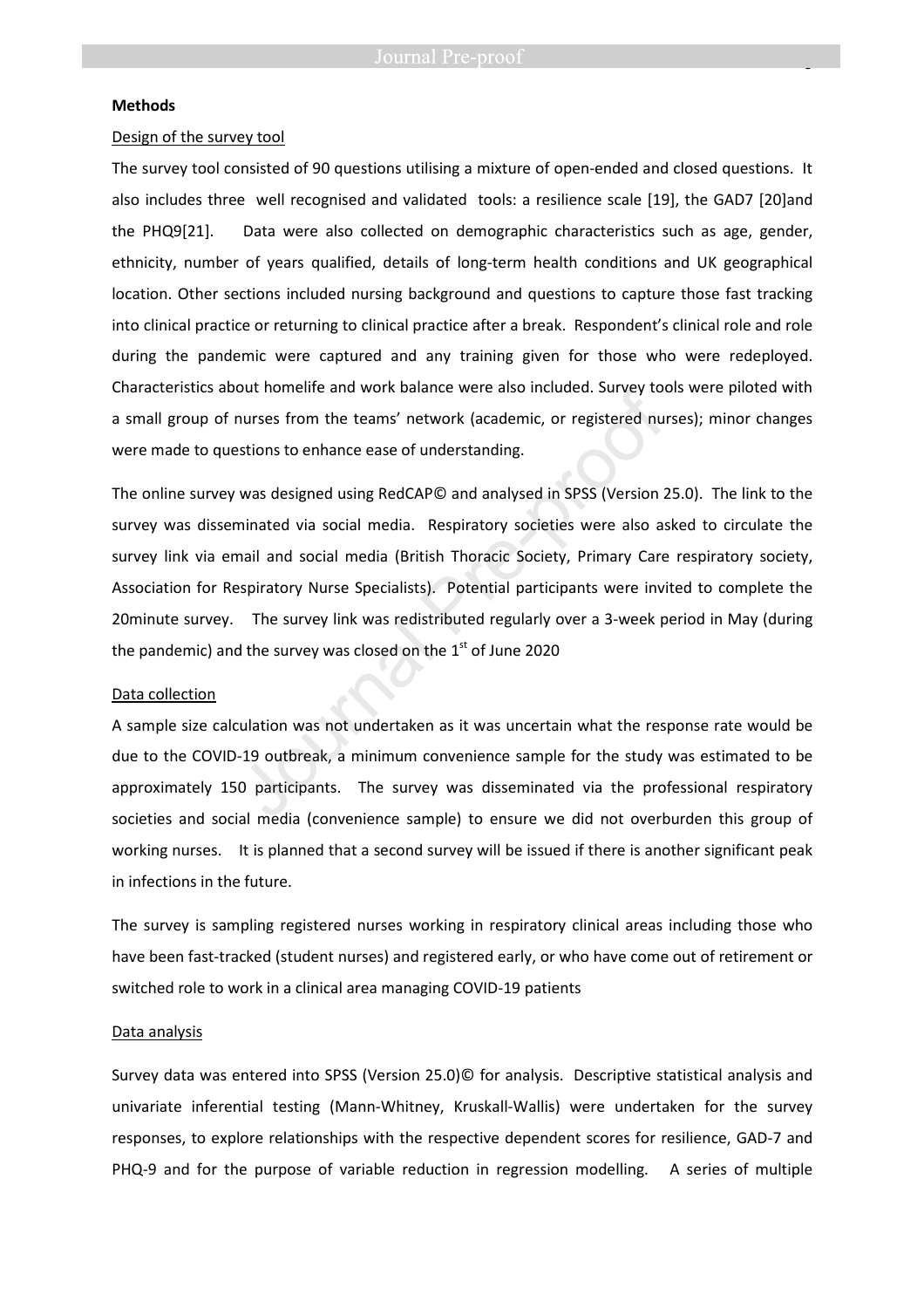**Methods**

Design of the survey tool

The survey tool consisted of 90 questions utilising a mixture of open-ended and closed questions. It also includes three well recognised and validated tools: a resilience scale [19], the GAD7 [20]and the PHQ9[21]. Data were also collected on demographic characteristics such as age, gender, ethnicity, number of years qualified, details of long-term health conditions and UK geographical location. Other sections included nursing background and questions to capture those fast tracking into clinical practice or returning to clinical practice after a break. Respondent's clinical role and role during the pandemic were captured and any training given for those who were redeployed. Characteristics about homelife and work balance were also included. Survey tools were piloted with a small group of nurses from the teams' network (academic, or registered nurses); minor changes were made to questions to enhance ease of understanding.

The online survey was designed using RedCAP© and analysed in SPSS (Version 25.0). The link to the survey was disseminated via social media. Respiratory societies were also asked to circulate the survey link via email and social media (British Thoracic Society, Primary Care respiratory society, Association for Respiratory Nurse Specialists). Potential participants were invited to complete the 20minute survey. The survey link was redistributed regularly over a 3-week period in May (during the pandemic) and the survey was closed on the 1st of June 2020

Data collection

A sample size calculation was not undertaken as it was uncertain what the response rate would be due to the COVID-19 outbreak, a minimum convenience sample for the study was estimated to be approximately 150 participants. The survey was disseminated via the professional respiratory societies and social media (convenience sample) to ensure we did not overburden this group of working nurses. It is planned that a second survey will be issued if there is another significant peak in infections in the future.

The survey is sampling registered nurses working in respiratory clinical areas including those who have been fast-tracked (student nurses) and registered early, or who have come out of retirement or switched role to work in a clinical area managing COVID-19 patients

Data analysis

Survey data was entered into SPSS (Version 25.0)© for analysis. Descriptive statistical analysis and univariate inferential testing (Mann-Whitney, Kruskall-Wallis) were undertaken for the survey responses, to explore relationships with the respective dependent scores for resilience, GAD-7 and PHQ-9 and for the purpose of variable reduction in regression modelling. A series of multiple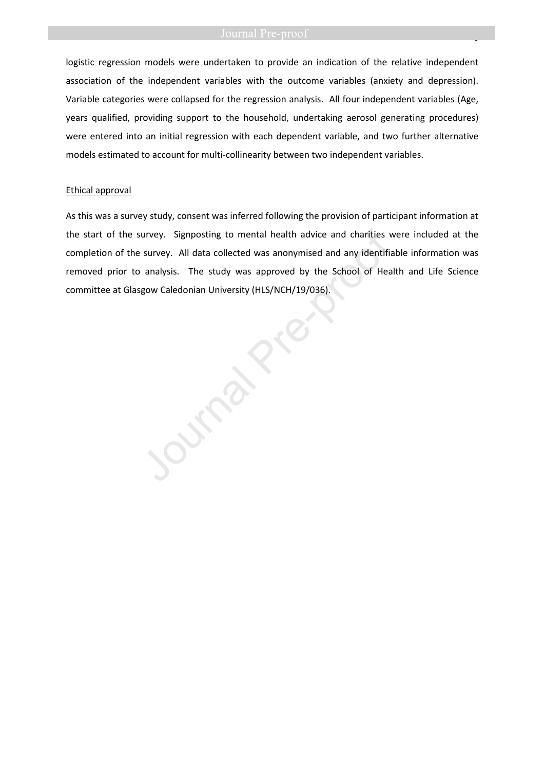logistic regression models were undertaken to provide an indication of the relative independent association of the independent variables with the outcome variables (anxiety and depression). Variable categories were collapsed for the regression analysis. All four independent variables (Age, years qualified, providing support to the household, undertaking aerosol generating procedures) were entered into an initial regression with each dependent variable, and two further alternative models estimated to account for multi-collinearity between two independent variables.

Ethical approval

As this was a survey study, consent was inferred following the provision of participant information at the start of the survey. Signposting to mental health advice and charities were included at the completion of the survey. All data collected was anonymised and any identifiable information was removed prior to analysis. The study was approved by the School of Health and Life Science committee at Glasgow Caledonian University (HLS/NCH/19/036).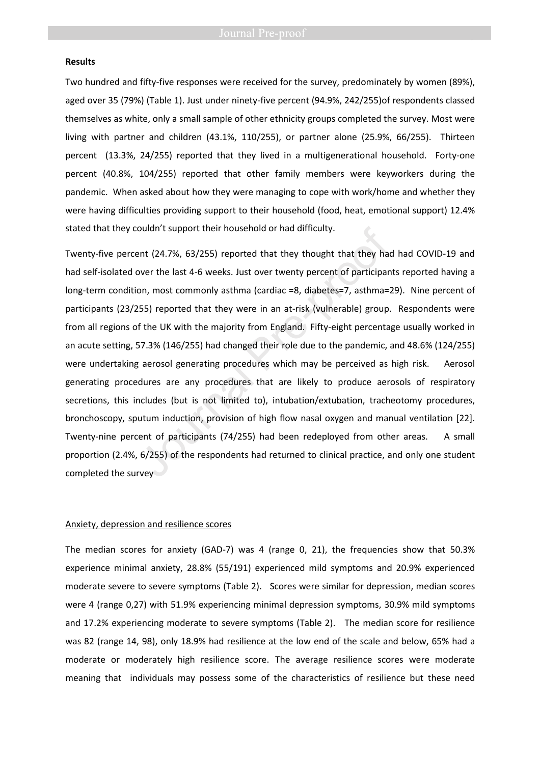**Results**

Two hundred and fifty-five responses were received for the survey, predominately by women (89%), aged over 35 (79%) (Table 1). Just under ninety-five percent (94.9%, 242/255)of respondents classed themselves as white, only a small sample of other ethnicity groups completed the survey. Most were living with partner and children (43.1%, 110/255), or partner alone (25.9%, 66/255). Thirteen percent (13.3%, 24/255) reported that they lived in a multigenerational household. Forty-one percent (40.8%, 104/255) reported that other family members were keyworkers during the pandemic. When asked about how they were managing to cope with work/home and whether they were having difficulties providing support to their household (food, heat, emotional support) 12.4% stated that they couldn't support their household or had difficulty.

Twenty-five percent (24.7%, 63/255) reported that they thought that they had had COVID-19 and had self-isolated over the last 4-6 weeks. Just over twenty percent of participants reported having a long-term condition, most commonly asthma (cardiac =8, diabetes=7, asthma=29). Nine percent of participants (23/255) reported that they were in an at-risk (vulnerable) group. Respondents were from all regions of the UK with the majority from England. Fifty-eight percentage usually worked in an acute setting, 57.3% (146/255) had changed their role due to the pandemic, and 48.6% (124/255) were undertaking aerosol generating procedures which may be perceived as high risk. Aerosol generating procedures are any procedures that are likely to produce aerosols of respiratory secretions, this includes (but is not limited to), intubation/extubation, tracheotomy procedures, bronchoscopy, sputum induction, provision of high flow nasal oxygen and manual ventilation [22]. Twenty-nine percent of participants (74/255) had been redeployed from other areas. A small proportion (2.4%, 6/255) of the respondents had returned to clinical practice, and only one student completed the survey

Anxiety, depression and resilience scores

The median scores for anxiety (GAD-7) was 4 (range 0, 21), the frequencies show that 50.3% experience minimal anxiety, 28.8% (55/191) experienced mild symptoms and 20.9% experienced moderate severe to severe symptoms (Table 2). Scores were similar for depression, median scores were 4 (range 0,27) with 51.9% experiencing minimal depression symptoms, 30.9% mild symptoms and 17.2% experiencing moderate to severe symptoms (Table 2). The median score for resilience was 82 (range 14, 98), only 18.9% had resilience at the low end of the scale and below, 65% had a moderate or moderately high resilience score. The average resilience scores were moderate meaning that individuals may possess some of the characteristics of resilience but these need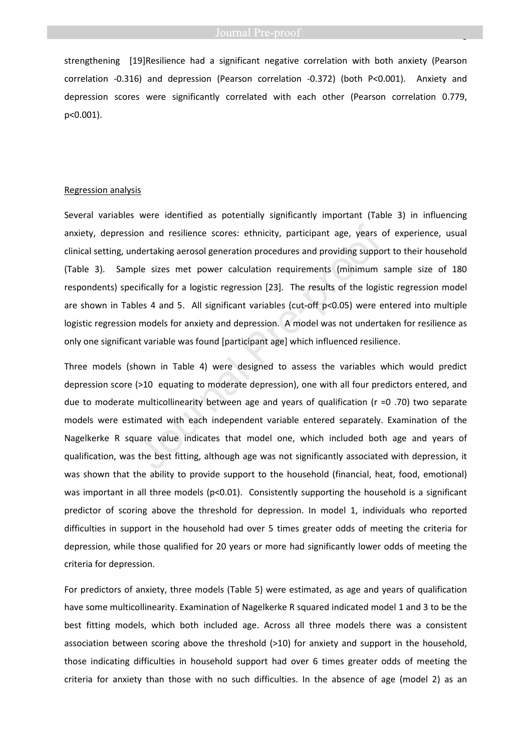strengthening [19]Resilience had a significant negative correlation with both anxiety (Pearson correlation -0.316) and depression (Pearson correlation -0.372) (both $P<0.001$). Anxiety and depression scores were significantly correlated with each other (Pearson correlation 0.779, $p<0.001$).

Regression analysis

Several variables were identified as potentially significantly important (Table 3) in influencing anxiety, depression and resilience scores: ethnicity, participant age, years of experience, usual clinical setting, undertaking aerosol generation procedures and providing support to their household (Table 3). Sample sizes met power calculation requirements (minimum sample size of 180 respondents) specifically for a logistic regression [23]. The results of the logistic regression model are shown in Tables 4 and 5. All significant variables (cut-off $p<0.05$) were entered into multiple logistic regression models for anxiety and depression. A model was not undertaken for resilience as only one significant variable was found [participant age] which influenced resilience.

Three models (shown in Table 4) were designed to assess the variables which would predict depression score (>10 equating to moderate depression), one with all four predictors entered, and due to moderate multicollinearity between age and years of qualification (r =0 .70) two separate models were estimated with each independent variable entered separately. Examination of the Nagelkerke R square value indicates that model one, which included both age and years of qualification, was the best fitting, although age was not significantly associated with depression, it was shown that the ability to provide support to the household (financial, heat, food, emotional) was important in all three models ($p<0.01$). Consistently supporting the household is a significant predictor of scoring above the threshold for depression. In model 1, individuals who reported difficulties in support in the household had over 5 times greater odds of meeting the criteria for depression, while those qualified for 20 years or more had significantly lower odds of meeting the criteria for depression.

For predictors of anxiety, three models (Table 5) were estimated, as age and years of qualification have some multicollinearity. Examination of Nagelkerke R squared indicated model 1 and 3 to be the best fitting models, which both included age. Across all three models there was a consistent association between scoring above the threshold (>10) for anxiety and support in the household, those indicating difficulties in household support had over 6 times greater odds of meeting the criteria for anxiety than those with no such difficulties. In the absence of age (model 2) as an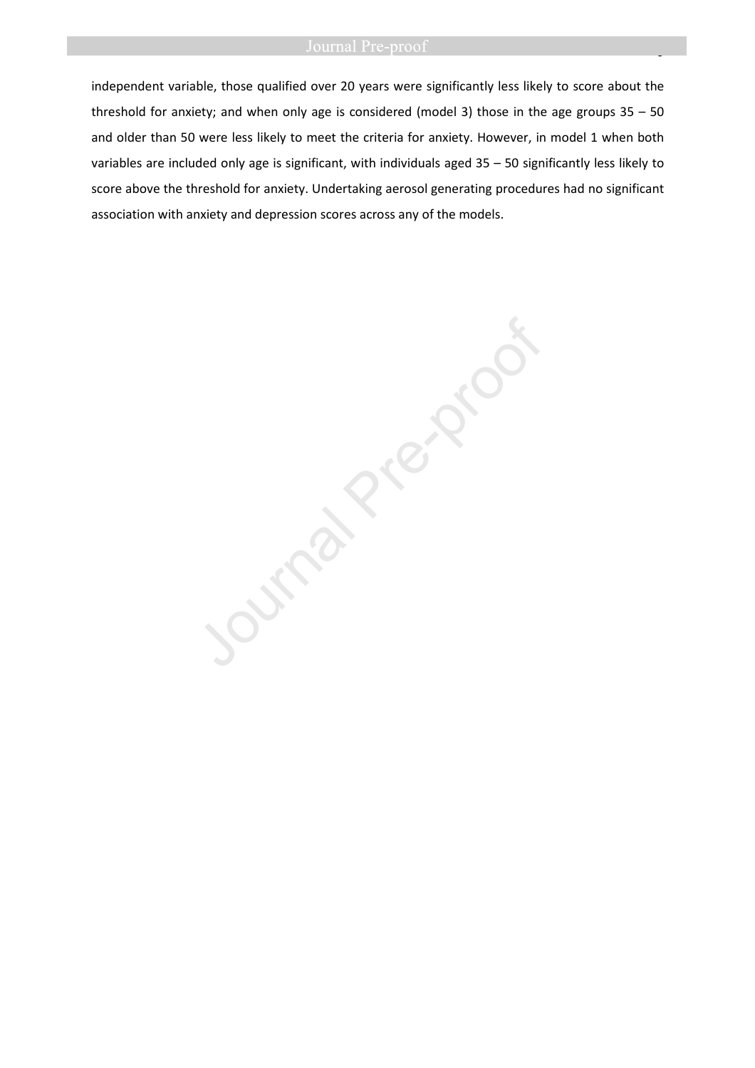independent variable, those qualified over 20 years were significantly less likely to score about the threshold for anxiety; and when only age is considered (model 3) those in the age groups 35 – 50 and older than 50 were less likely to meet the criteria for anxiety. However, in model 1 when both variables are included only age is significant, with individuals aged 35 – 50 significantly less likely to score above the threshold for anxiety. Undertaking aerosol generating procedures had no significant association with anxiety and depression scores across any of the models.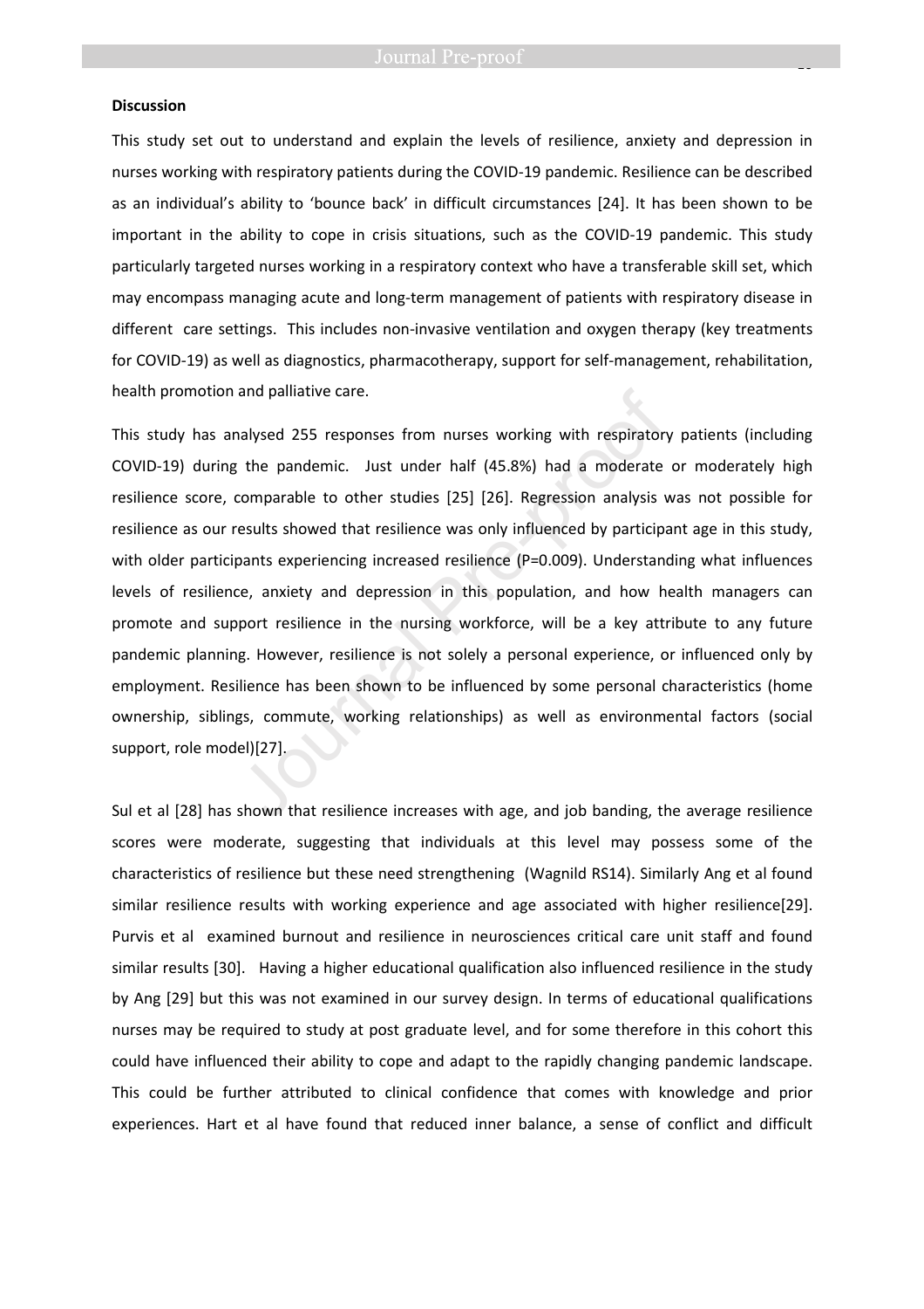**Discussion**

This study set out to understand and explain the levels of resilience, anxiety and depression in nurses working with respiratory patients during the COVID-19 pandemic. Resilience can be described as an individual's ability to 'bounce back' in difficult circumstances [24]. It has been shown to be important in the ability to cope in crisis situations, such as the COVID-19 pandemic. This study particularly targeted nurses working in a respiratory context who have a transferable skill set, which may encompass managing acute and long-term management of patients with respiratory disease in different care settings. This includes non-invasive ventilation and oxygen therapy (key treatments for COVID-19) as well as diagnostics, pharmacotherapy, support for self-management, rehabilitation, health promotion and palliative care.

This study has analysed 255 responses from nurses working with respiratory patients (including COVID-19) during the pandemic. Just under half (45.8%) had a moderate or moderately high resilience score, comparable to other studies [25] [26]. Regression analysis was not possible for resilience as our results showed that resilience was only influenced by participant age in this study, with older participants experiencing increased resilience (P=0.009). Understanding what influences levels of resilience, anxiety and depression in this population, and how health managers can promote and support resilience in the nursing workforce, will be a key attribute to any future pandemic planning. However, resilience is not solely a personal experience, or influenced only by employment. Resilience has been shown to be influenced by some personal characteristics (home ownership, siblings, commute, working relationships) as well as environmental factors (social support, role model)[27].

Sul et al [28] has shown that resilience increases with age, and job banding, the average resilience scores were moderate, suggesting that individuals at this level may possess some of the characteristics of resilience but these need strengthening (Wagnild RS14). Similarly Ang et al found similar resilience results with working experience and age associated with higher resilience[29]. Purvis et al examined burnout and resilience in neurosciences critical care unit staff and found similar results [30]. Having a higher educational qualification also influenced resilience in the study by Ang [29] but this was not examined in our survey design. In terms of educational qualifications nurses may be required to study at post graduate level, and for some therefore in this cohort this could have influenced their ability to cope and adapt to the rapidly changing pandemic landscape. This could be further attributed to clinical confidence that comes with knowledge and prior experiences. Hart et al have found that reduced inner balance, a sense of conflict and difficult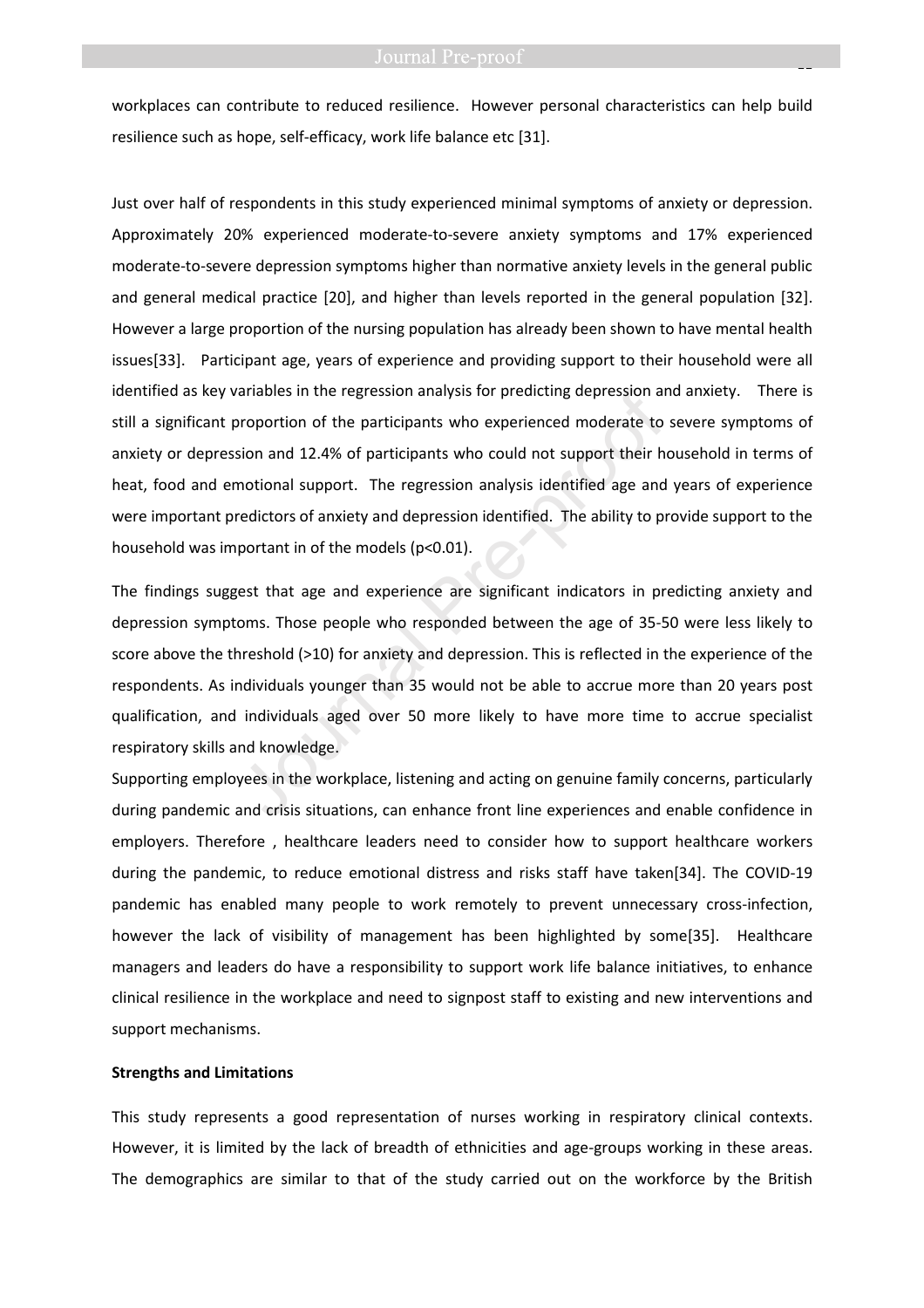workplaces can contribute to reduced resilience. However personal characteristics can help build resilience such as hope, self-efficacy, work life balance etc [31].

Just over half of respondents in this study experienced minimal symptoms of anxiety or depression. Approximately 20% experienced moderate-to-severe anxiety symptoms and 17% experienced moderate-to-severe depression symptoms higher than normative anxiety levels in the general public and general medical practice [20], and higher than levels reported in the general population [32]. However a large proportion of the nursing population has already been shown to have mental health issues[33]. Participant age, years of experience and providing support to their household were all identified as key variables in the regression analysis for predicting depression and anxiety. There is still a significant proportion of the participants who experienced moderate to severe symptoms of anxiety or depression and 12.4% of participants who could not support their household in terms of heat, food and emotional support. The regression analysis identified age and years of experience were important predictors of anxiety and depression identified. The ability to provide support to the household was important in of the models ($p<0.01$).

The findings suggest that age and experience are significant indicators in predicting anxiety and depression symptoms. Those people who responded between the age of 35-50 were less likely to score above the threshold (>10) for anxiety and depression. This is reflected in the experience of the respondents. As individuals younger than 35 would not be able to accrue more than 20 years post qualification, and individuals aged over 50 more likely to have more time to accrue specialist respiratory skills and knowledge.

Supporting employees in the workplace, listening and acting on genuine family concerns, particularly during pandemic and crisis situations, can enhance front line experiences and enable confidence in employers. Therefore , healthcare leaders need to consider how to support healthcare workers during the pandemic, to reduce emotional distress and risks staff have taken[34]. The COVID-19 pandemic has enabled many people to work remotely to prevent unnecessary cross-infection, however the lack of visibility of management has been highlighted by some[35]. Healthcare managers and leaders do have a responsibility to support work life balance initiatives, to enhance clinical resilience in the workplace and need to signpost staff to existing and new interventions and support mechanisms.

**Strengths and Limitations**

This study represents a good representation of nurses working in respiratory clinical contexts. However, it is limited by the lack of breadth of ethnicities and age-groups working in these areas. The demographics are similar to that of the study carried out on the workforce by the British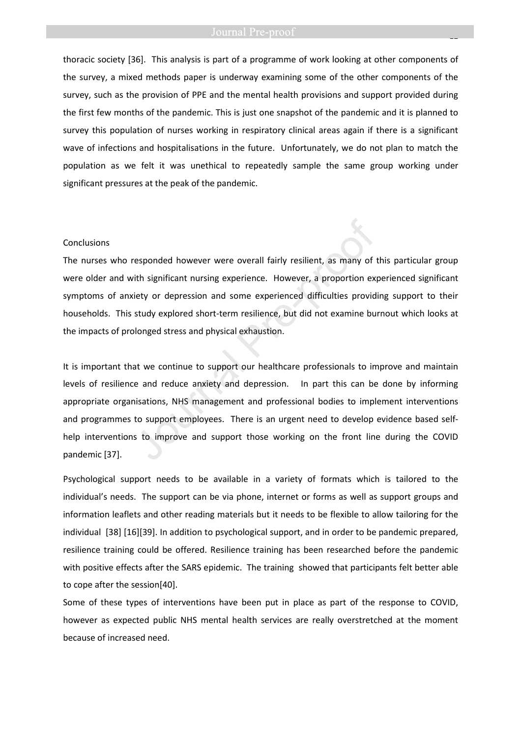thoracic society [36]. This analysis is part of a programme of work looking at other components of the survey, a mixed methods paper is underway examining some of the other components of the survey, such as the provision of PPE and the mental health provisions and support provided during the first few months of the pandemic. This is just one snapshot of the pandemic and it is planned to survey this population of nurses working in respiratory clinical areas again if there is a significant wave of infections and hospitalisations in the future. Unfortunately, we do not plan to match the population as we felt it was unethical to repeatedly sample the same group working under significant pressures at the peak of the pandemic.

## Conclusions

The nurses who responded however were overall fairly resilient, as many of this particular group were older and with significant nursing experience. However, a proportion experienced significant symptoms of anxiety or depression and some experienced difficulties providing support to their households. This study explored short-term resilience, but did not examine burnout which looks at the impacts of prolonged stress and physical exhaustion.

It is important that we continue to support our healthcare professionals to improve and maintain levels of resilience and reduce anxiety and depression. In part this can be done by informing appropriate organisations, NHS management and professional bodies to implement interventions and programmes to support employees. There is an urgent need to develop evidence based self-help interventions to improve and support those working on the front line during the COVID pandemic [37].

Psychological support needs to be available in a variety of formats which is tailored to the individual's needs. The support can be via phone, internet or forms as well as support groups and information leaflets and other reading materials but it needs to be flexible to allow tailoring for the individual [38] [16][39]. In addition to psychological support, and in order to be pandemic prepared, resilience training could be offered. Resilience training has been researched before the pandemic with positive effects after the SARS epidemic. The training showed that participants felt better able to cope after the session[40].

Some of these types of interventions have been put in place as part of the response to COVID, however as expected public NHS mental health services are really overstretched at the moment because of increased need.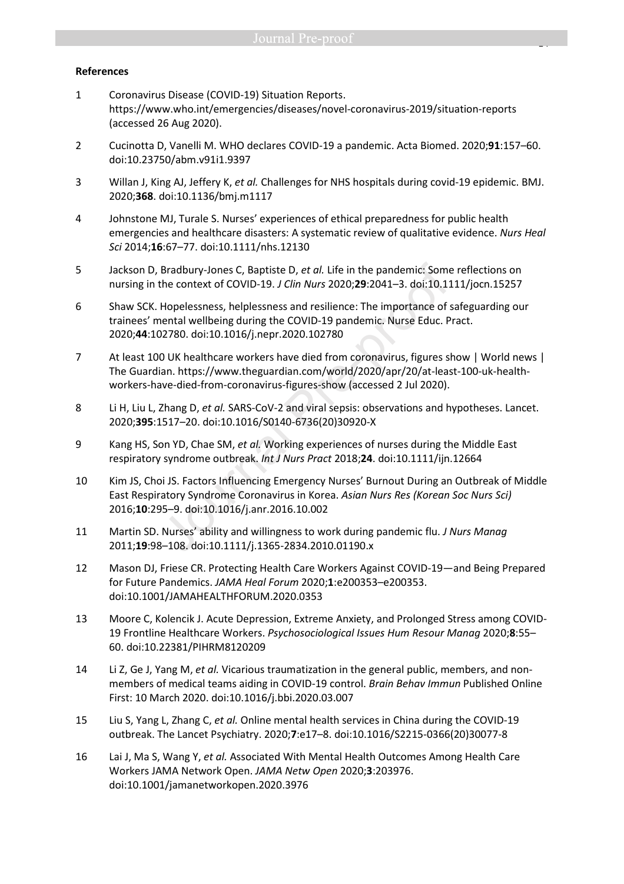**References**

1. Coronavirus Disease (COVID-19) Situation Reports. https://www.who.int/emergencies/diseases/novel-coronavirus-2019/situation-reports (accessed 26 Aug 2020).
2. Cucinotta D, Vanelli M. WHO declares COVID-19 a pandemic. Acta Biomed. 2020;**91**:157–60. doi:10.23750/abm.v91i1.9397
3. Willan J, King AJ, Jeffery K, *et al.* Challenges for NHS hospitals during covid-19 epidemic. BMJ. 2020;**368**. doi:10.1136/bmj.m1117
4. Johnstone MJ, Turale S. Nurses' experiences of ethical preparedness for public health emergencies and healthcare disasters: A systematic review of qualitative evidence. *Nurs Heal Sci* 2014;**16**:67–77. doi:10.1111/nhs.12130
5. Jackson D, Bradbury-Jones C, Baptiste D, *et al.* Life in the pandemic: Some reflections on nursing in the context of COVID-19. *J Clin Nurs* 2020;**29**:2041–3. doi:10.1111/jocn.15257
6. Shaw SCK. Hopelessness, helplessness and resilience: The importance of safeguarding our trainees' mental wellbeing during the COVID-19 pandemic. Nurse Educ. Pract. 2020;**44**:102780. doi:10.1016/j.nepr.2020.102780
7. At least 100 UK healthcare workers have died from coronavirus, figures show | World news | The Guardian. https://www.theguardian.com/world/2020/apr/20/at-least-100-uk-health-workers-have-died-from-coronavirus-figures-show (accessed 2 Jul 2020).
8. Li H, Liu L, Zhang D, *et al.* SARS-CoV-2 and viral sepsis: observations and hypotheses. Lancet. 2020;**395**:1517–20. doi:10.1016/S0140-6736(20)30920-X
9. Kang HS, Son YD, Chae SM, *et al.* Working experiences of nurses during the Middle East respiratory syndrome outbreak. *Int J Nurs Pract* 2018;**24**. doi:10.1111/ijn.12664
10. Kim JS, Choi JS. Factors Influencing Emergency Nurses' Burnout During an Outbreak of Middle East Respiratory Syndrome Coronavirus in Korea. *Asian Nurs Res (Korean Soc Nurs Sci)* 2016;**10**:295–9. doi:10.1016/j.anr.2016.10.002
11. Martin SD. Nurses' ability and willingness to work during pandemic flu. *J Nurs Manag* 2011;**19**:98–108. doi:10.1111/j.1365-2834.2010.01190.x
12. Mason DJ, Friese CR. Protecting Health Care Workers Against COVID-19—and Being Prepared for Future Pandemics. *JAMA Heal Forum* 2020;**1**:e200353–e200353. doi:10.1001/JAMAHEALTHFORUM.2020.0353
13. Moore C, Kolencik J. Acute Depression, Extreme Anxiety, and Prolonged Stress among COVID-19 Frontline Healthcare Workers. *Psychosociological Issues Hum Resour Manag* 2020;**8**:55–60. doi:10.22381/PIHRM8120209
14. Li Z, Ge J, Yang M, *et al.* Vicarious traumatization in the general public, members, and non-members of medical teams aiding in COVID-19 control. *Brain Behav Immun* Published Online First: 10 March 2020. doi:10.1016/j.bbi.2020.03.007
15. Liu S, Yang L, Zhang C, *et al.* Online mental health services in China during the COVID-19 outbreak. The Lancet Psychiatry. 2020;**7**:e17–8. doi:10.1016/S2215-0366(20)30077-8
16. Lai J, Ma S, Wang Y, *et al.* Associated With Mental Health Outcomes Among Health Care Workers JAMA Network Open. *JAMA Netw Open* 2020;**3**:203976. doi:10.1001/jamanetworkopen.2020.3976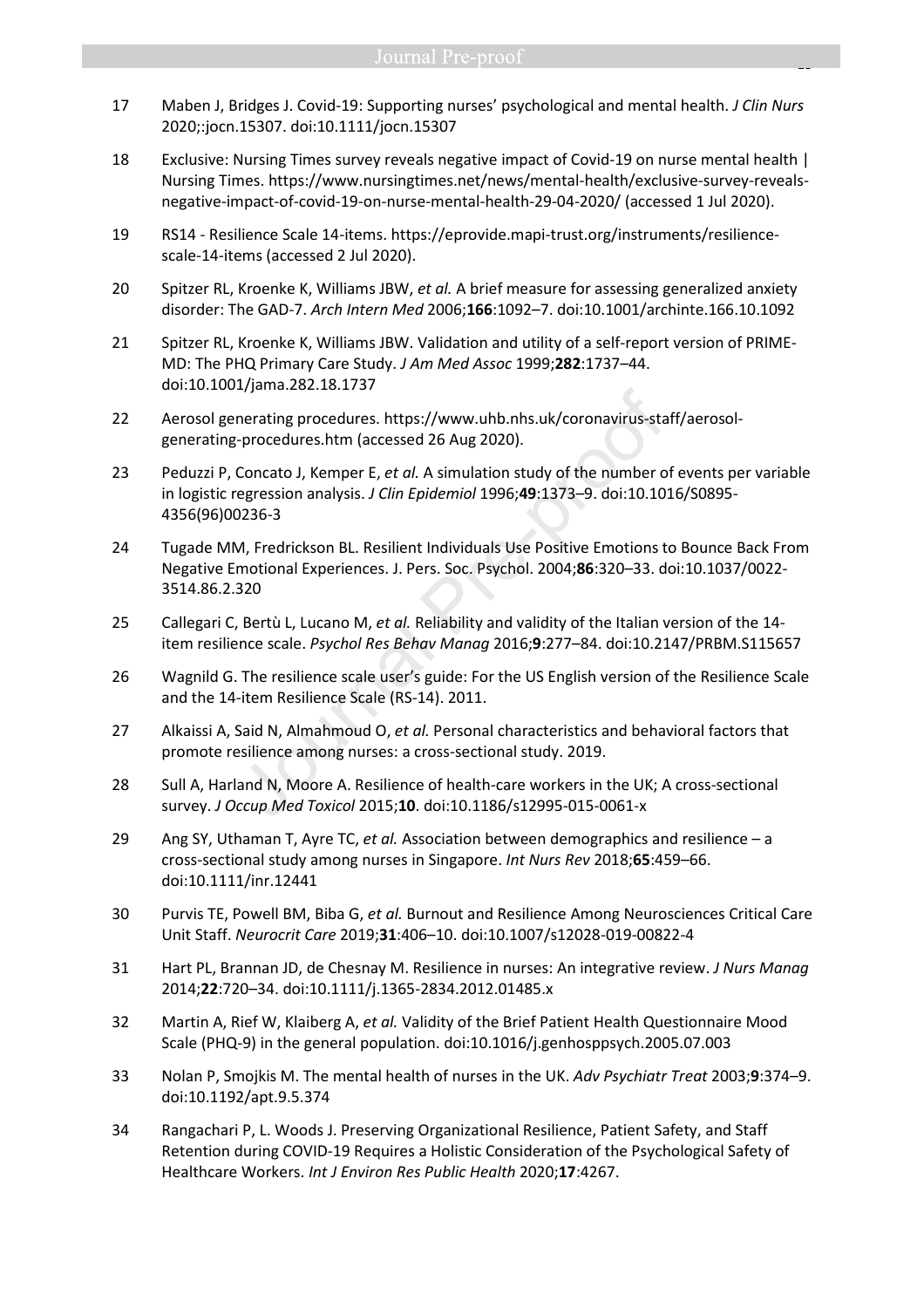17 Maben J, Bridges J. Covid-19: Supporting nurses' psychological and mental health. *J Clin Nurs* 2020;:jocn.15307. doi:10.1111/jocn.15307

18 Exclusive: Nursing Times survey reveals negative impact of Covid-19 on nurse mental health | Nursing Times. https://www.nursingtimes.net/news/mental-health/exclusive-survey-reveals-negative-impact-of-covid-19-on-nurse-mental-health-29-04-2020/ (accessed 1 Jul 2020).

19 RS14 - Resilience Scale 14-items. https://eprovide.mapi-trust.org/instruments/resilience-scale-14-items (accessed 2 Jul 2020).

20 Spitzer RL, Kroenke K, Williams JBW, *et al.* A brief measure for assessing generalized anxiety disorder: The GAD-7. *Arch Intern Med* 2006;**166**:1092–7. doi:10.1001/archinte.166.10.1092

21 Spitzer RL, Kroenke K, Williams JBW. Validation and utility of a self-report version of PRIME-MD: The PHQ Primary Care Study. *J Am Med Assoc* 1999;**282**:1737–44. doi:10.1001/jama.282.18.1737

22 Aerosol generating procedures. https://www.uhb.nhs.uk/coronavirus-staff/aerosol-generating-procedures.htm (accessed 26 Aug 2020).

23 Peduzzi P, Concato J, Kemper E, *et al.* A simulation study of the number of events per variable in logistic regression analysis. *J Clin Epidemiol* 1996;**49**:1373–9. doi:10.1016/S0895-4356(96)00236-3

24 Tugade MM, Fredrickson BL. Resilient Individuals Use Positive Emotions to Bounce Back From Negative Emotional Experiences. J. Pers. Soc. Psychol. 2004;**86**:320–33. doi:10.1037/0022-3514.86.2.320

25 Callegari C, Bertù L, Lucano M, *et al.* Reliability and validity of the Italian version of the 14-item resilience scale. *Psychol Res Behav Manag* 2016;**9**:277–84. doi:10.2147/PRBM.S115657

26 Wagnild G. The resilience scale user's guide: For the US English version of the Resilience Scale and the 14-item Resilience Scale (RS-14). 2011.

27 Alkaissi A, Said N, Almahmoud O, *et al.* Personal characteristics and behavioral factors that promote resilience among nurses: a cross-sectional study. 2019.

28 Sull A, Harland N, Moore A. Resilience of health-care workers in the UK; A cross-sectional survey. *J Occup Med Toxicol* 2015;**10**. doi:10.1186/s12995-015-0061-x

29 Ang SY, Uthaman T, Ayre TC, *et al.* Association between demographics and resilience – a cross-sectional study among nurses in Singapore. *Int Nurs Rev* 2018;**65**:459–66. doi:10.1111/inr.12441

30 Purvis TE, Powell BM, Biba G, *et al.* Burnout and Resilience Among Neurosciences Critical Care Unit Staff. *Neurocrit Care* 2019;**31**:406–10. doi:10.1007/s12028-019-00822-4

31 Hart PL, Brannan JD, de Chesnay M. Resilience in nurses: An integrative review. *J Nurs Manag* 2014;**22**:720–34. doi:10.1111/j.1365-2834.2012.01485.x

32 Martin A, Rief W, Klaiberg A, *et al.* Validity of the Brief Patient Health Questionnaire Mood Scale (PHQ-9) in the general population. doi:10.1016/j.genhosppsych.2005.07.003

33 Nolan P, Smojkis M. The mental health of nurses in the UK. *Adv Psychiatr Treat* 2003;**9**:374–9. doi:10.1192/apt.9.5.374

34 Rangachari P, L. Woods J. Preserving Organizational Resilience, Patient Safety, and Staff Retention during COVID-19 Requires a Holistic Consideration of the Psychological Safety of Healthcare Workers. *Int J Environ Res Public Health* 2020;**17**:4267.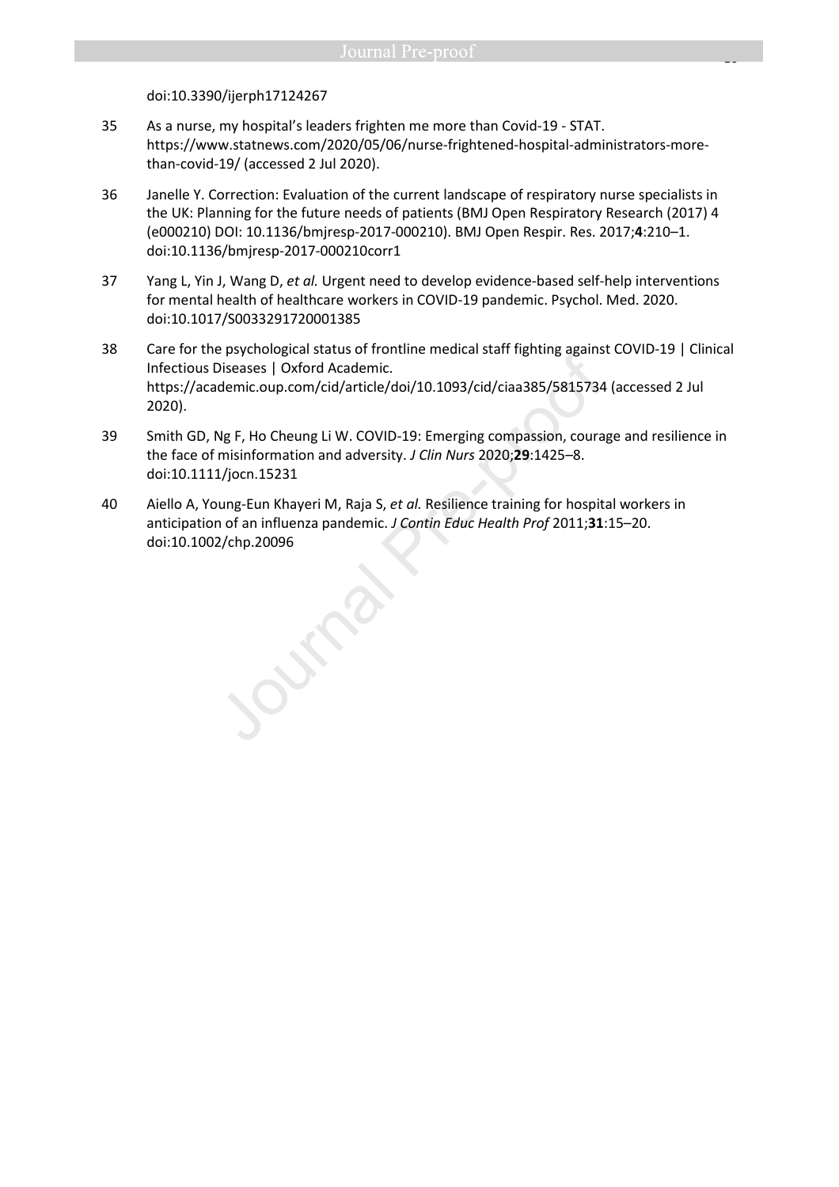doi:10.3390/ijerph17124267

35 As a nurse, my hospital's leaders frighten me more than Covid-19 - STAT. https://www.statnews.com/2020/05/06/nurse-frightened-hospital-administrators-more-than-covid-19/ (accessed 2 Jul 2020).

36 Janelle Y. Correction: Evaluation of the current landscape of respiratory nurse specialists in the UK: Planning for the future needs of patients (BMJ Open Respiratory Research (2017) 4 (e000210) DOI: 10.1136/bmjresp-2017-000210). BMJ Open Respir. Res. 2017;**4**:210–1. doi:10.1136/bmjresp-2017-000210corr1

37 Yang L, Yin J, Wang D, *et al.* Urgent need to develop evidence-based self-help interventions for mental health of healthcare workers in COVID-19 pandemic. Psychol. Med. 2020. doi:10.1017/S0033291720001385

38 Care for the psychological status of frontline medical staff fighting against COVID-19 | Clinical Infectious Diseases | Oxford Academic. https://academic.oup.com/cid/article/doi/10.1093/cid/ciaa385/5815734 (accessed 2 Jul 2020).

39 Smith GD, Ng F, Ho Cheung Li W. COVID-19: Emerging compassion, courage and resilience in the face of misinformation and adversity. *J Clin Nurs* 2020;**29**:1425–8. doi:10.1111/jocn.15231

40 Aiello A, Young-Eun Khayeri M, Raja S, *et al.* Resilience training for hospital workers in anticipation of an influenza pandemic. *J Contin Educ Health Prof* 2011;**31**:15–20. doi:10.1002/chp.20096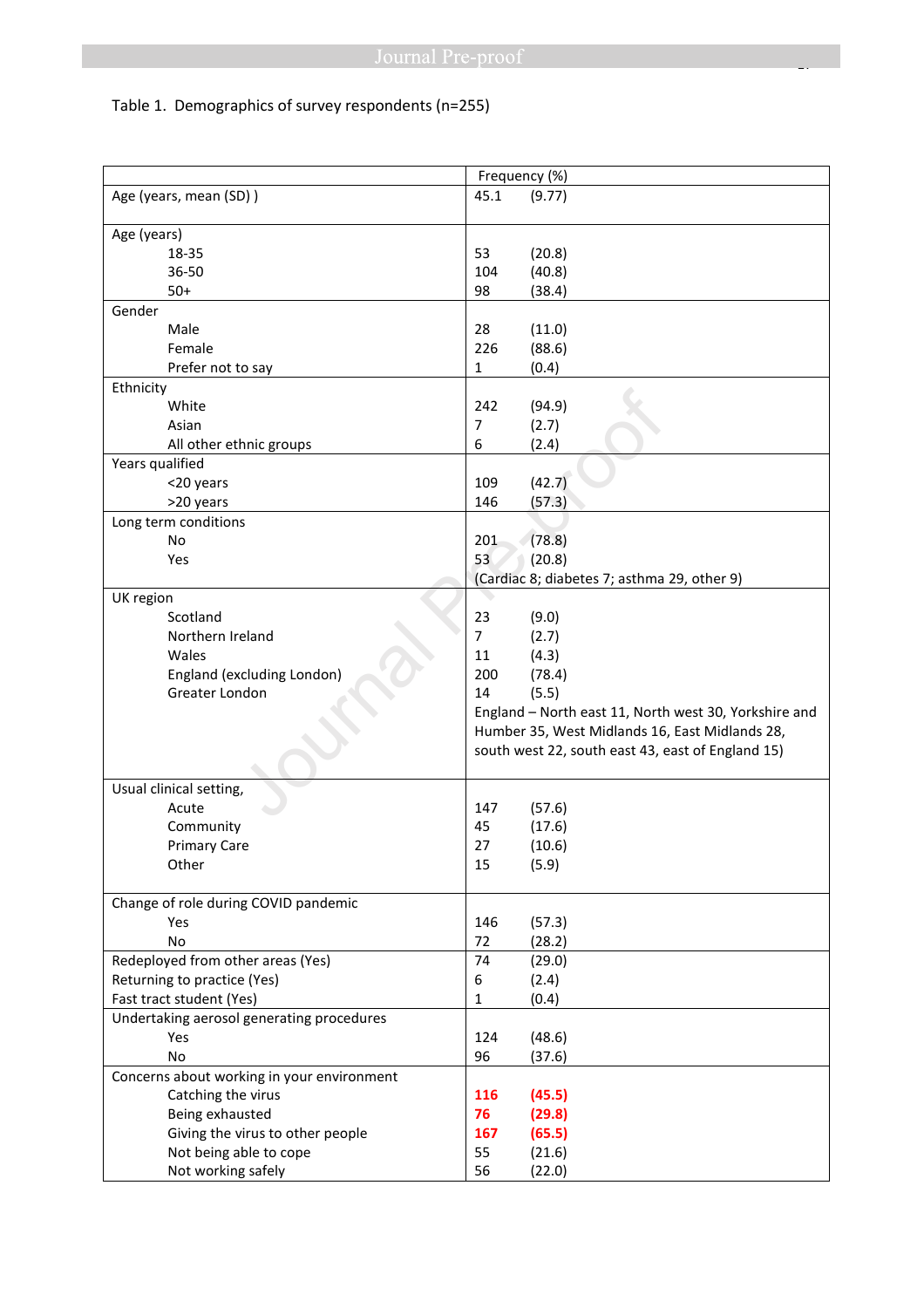Table 1. Demographics of survey respondents (n=255)

| | Frequency (%) |
|---|---|
| Age (years, mean (SD) ) | 45.1 (9.77) |
| Age (years) | |
| 18-35 | 53 (20.8) |
| 36-50 | 104 (40.8) |
| 50+ | 98 (38.4) |
| Gender | |
| Male | 28 (11.0) |
| Female | 226 (88.6) |
| Prefer not to say | 1 (0.4) |
| Ethnicity | |
| White | 242 (94.9) |
| Asian | 7 (2.7) |
| All other ethnic groups | 6 (2.4) |
| Years qualified | |
| <20 years | 109 (42.7) |
| >20 years | 146 (57.3) |
| Long term conditions | |
| No | 201 (78.8) |
| Yes | 53 (20.8) |
| | (Cardiac 8; diabetes 7; asthma 29, other 9) |
| UK region | |
| Scotland | 23 (9.0) |
| Northern Ireland | 7 (2.7) |
| Wales | 11 (4.3) |
| England (excluding London) | 200 (78.4) |
| Greater London | 14 (5.5) |
| | England – North east 11, North west 30, Yorkshire and Humber 35, West Midlands 16, East Midlands 28, south west 22, south east 43, east of England 15) |
| Usual clinical setting, | |
| Acute | 147 (57.6) |
| Community | 45 (17.6) |
| Primary Care | 27 (10.6) |
| Other | 15 (5.9) |
| Change of role during COVID pandemic | |
| Yes | 146 (57.3) |
| No | 72 (28.2) |
| Redeployed from other areas (Yes) | 74 (29.0) |
| Returning to practice (Yes) | 6 (2.4) |
| Fast tract student (Yes) | 1 (0.4) |
| Undertaking aerosol generating procedures | |
| Yes | 124 (48.6) |
| No | 96 (37.6) |
| Concerns about working in your environment | |
| Catching the virus | **116 (45.5)** |
| Being exhausted | **76 (29.8)** |
| Giving the virus to other people | **167 (65.5)** |
| Not being able to cope | 55 (21.6) |
| Not working safely | 56 (22.0) |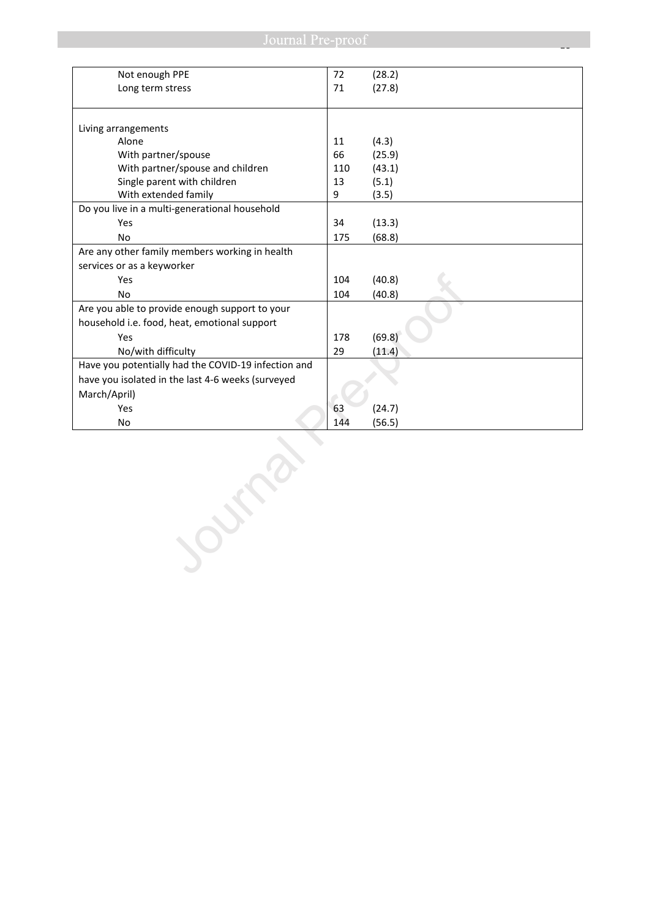| | | |
|---|---|---|
| Not enough PPE | 72 | (28.2) |
| Long term stress | 71 | (27.8) |
| | | |
| Living arrangements | | |
| Alone | 11 | (4.3) |
| With partner/spouse | 66 | (25.9) |
| With partner/spouse and children | 110 | (43.1) |
| Single parent with children | 13 | (5.1) |
| With extended family | 9 | (3.5) |
| Do you live in a multi-generational household | | |
| Yes | 34 | (13.3) |
| No | 175 | (68.8) |
| Are any other family members working in health services or as a keyworker | | |
| Yes | 104 | (40.8) |
| No | 104 | (40.8) |
| Are you able to provide enough support to your household i.e. food, heat, emotional support | | |
| Yes | 178 | (69.8) |
| No/with difficulty | 29 | (11.4) |
| Have you potentially had the COVID-19 infection and have you isolated in the last 4-6 weeks (surveyed March/April) | | |
| Yes | 63 | (24.7) |
| No | 144 | (56.5) |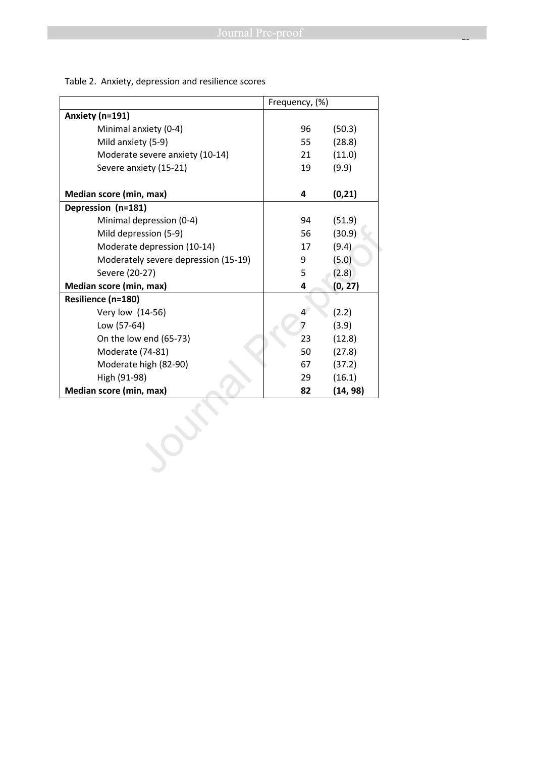Table 2. Anxiety, depression and resilience scores

| | Frequency, (%) | |
|---|---|---|
| **Anxiety (n=191)** | | |
| Minimal anxiety (0-4) | 96 | (50.3) |
| Mild anxiety (5-9) | 55 | (28.8) |
| Moderate severe anxiety (10-14) | 21 | (11.0) |
| Severe anxiety (15-21) | 19 | (9.9) |
| **Median score (min, max)** | **4** | **(0,21)** |
| **Depression (n=181)** | | |
| Minimal depression (0-4) | 94 | (51.9) |
| Mild depression (5-9) | 56 | (30.9) |
| Moderate depression (10-14) | 17 | (9.4) |
| Moderately severe depression (15-19) | 9 | (5.0) |
| Severe (20-27) | 5 | (2.8) |
| **Median score (min, max)** | **4** | **(0, 27)** |
| **Resilience (n=180)** | | |
| Very low (14-56) | 4 | (2.2) |
| Low (57-64) | 7 | (3.9) |
| On the low end (65-73) | 23 | (12.8) |
| Moderate (74-81) | 50 | (27.8) |
| Moderate high (82-90) | 67 | (37.2) |
| High (91-98) | 29 | (16.1) |
| **Median score (min, max)** | **82** | **(14, 98)** |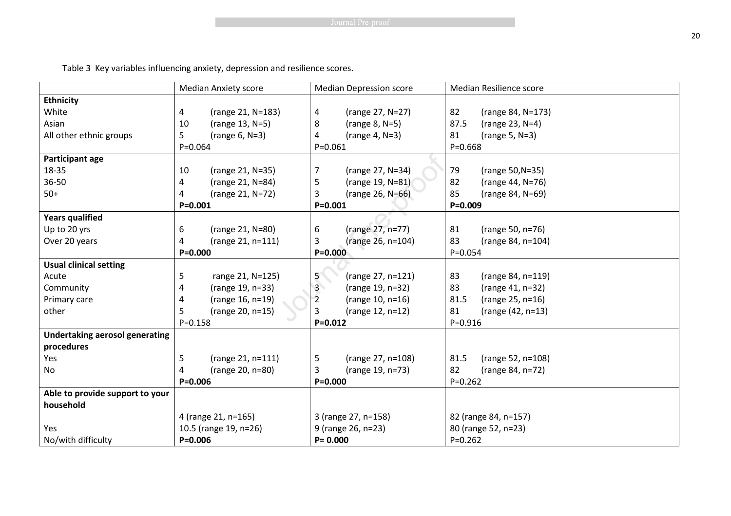Table 3 Key variables influencing anxiety, depression and resilience scores.

| | Median Anxiety score | Median Depression score | Median Resilience score |
|---|---|---|---|
| **Ethnicity** | | | |
| White | 4 (range 21, N=183) | 4 (range 27, N=27) | 82 (range 84, N=173) |
| Asian | 10 (range 13, N=5) | 8 (range 8, N=5) | 87.5 (range 23, N=4) |
| All other ethnic groups | 5 (range 6, N=3) | 4 (range 4, N=3) | 81 (range 5, N=3) |
| | P=0.064 | P=0.061 | P=0.668 |
| **Participant age** | | | |
| 18-35 | 10 (range 21, N=35) | 7 (range 27, N=34) | 79 (range 50,N=35) |
| 36-50 | 4 (range 21, N=84) | 5 (range 19, N=81) | 82 (range 44, N=76) |
| 50+ | 4 (range 21, N=72) | 3 (range 26, N=66) | 85 (range 84, N=69) |
| | **P=0.001** | **P=0.001** | **P=0.009** |
| **Years qualified** | | | |
| Up to 20 yrs | 6 (range 21, N=80) | 6 (range 27, n=77) | 81 (range 50, n=76) |
| Over 20 years | 4 (range 21, n=111) | 3 (range 26, n=104) | 83 (range 84, n=104) |
| | **P=0.000** | **P=0.000** | P=0.054 |
| **Usual clinical setting** | | | |
| Acute | 5 range 21, N=125) | 5 (range 27, n=121) | 83 (range 84, n=119) |
| Community | 4 (range 19, n=33) | 3 (range 19, n=32) | 83 (range 41, n=32) |
| Primary care | 4 (range 16, n=19) | 2 (range 10, n=16) | 81.5 (range 25, n=16) |
| other | 5 (range 20, n=15) | 3 (range 12, n=12) | 81 (range (42, n=13) |
| | P=0.158 | **P=0.012** | P=0.916 |
| **Undertaking aerosol generating procedures** | | | |
| Yes | 5 (range 21, n=111) | 5 (range 27, n=108) | 81.5 (range 52, n=108) |
| No | 4 (range 20, n=80) | 3 (range 19, n=73) | 82 (range 84, n=72) |
| | **P=0.006** | **P=0.000** | P=0.262 |
| **Able to provide support to your household** | | | |
| | 4 (range 21, n=165) | 3 (range 27, n=158) | 82 (range 84, n=157) |
| Yes | 10.5 (range 19, n=26) | 9 (range 26, n=23) | 80 (range 52, n=23) |
| No/with difficulty | **P=0.006** | **P= 0.000** | P=0.262 |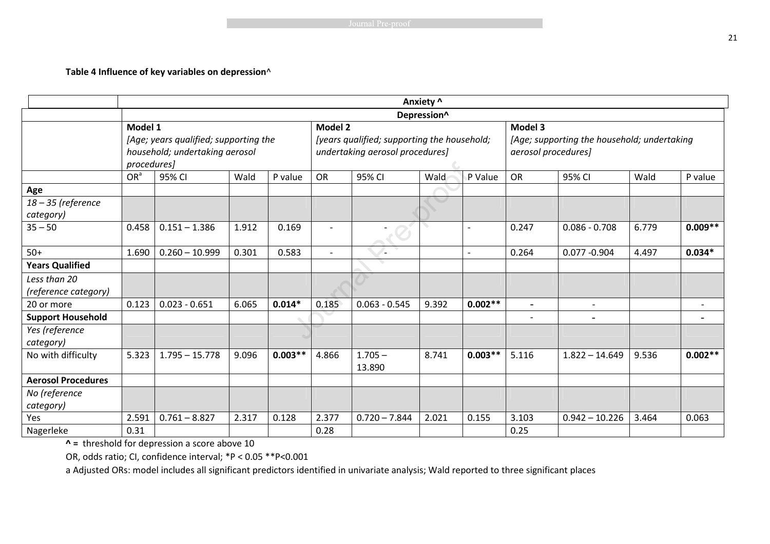**Table 4 Influence of key variables on depression**^

| | Anxiety ^ | | | | | | | | | | | |
|---|---|---|---|---|---|---|---|---|---|---|---|---|
| | Depression^ | | | | | | | | | | | |
| | **Model 1** *[Age; years qualified; supporting the household; undertaking aerosol procedures]* | | | | **Model 2** *[years qualified; supporting the household; undertaking aerosol procedures]* | | | | **Model 3** *[Age; supporting the household; undertaking aerosol procedures]* | | | |
| | OR[a] | 95% CI | Wald | P value | OR | 95% CI | Wald | P Value | OR | 95% CI | Wald | P value |
| **Age** | | | | | | | | | | | | |
| *18 – 35 (reference category)* | | | | | | | | | | | | |
| 35 – 50 | 0.458 | 0.151 – 1.386 | 1.912 | 0.169 | - | - | | - | 0.247 | 0.086 - 0.708 | 6.779 | **0.009**** |
| 50+ | 1.690 | 0.260 – 10.999 | 0.301 | 0.583 | - | - | | - | 0.264 | 0.077 -0.904 | 4.497 | **0.034*** |
| **Years Qualified** | | | | | | | | | | | | |
| *Less than 20 (reference category)* | | | | | | | | | | | | |
| 20 or more | 0.123 | 0.023 - 0.651 | 6.065 | **0.014*** | 0.185 | 0.063 - 0.545 | 9.392 | **0.002**** | - | - | | - |
| **Support Household** | | | | | | | | | - | - | | - |
| *Yes (reference category)* | | | | | | | | | | | | |
| No with difficulty | 5.323 | 1.795 – 15.778 | 9.096 | **0.003**** | 4.866 | 1.705 – 13.890 | 8.741 | **0.003**** | 5.116 | 1.822 – 14.649 | 9.536 | **0.002**** |
| **Aerosol Procedures** | | | | | | | | | | | | |
| *No (reference category)* | | | | | | | | | | | | |
| Yes | 2.591 | 0.761 – 8.827 | 2.317 | 0.128 | 2.377 | 0.720 – 7.844 | 2.021 | 0.155 | 3.103 | 0.942 – 10.226 | 3.464 | 0.063 |
| Nagerleke | 0.31 | | | | 0.28 | | | | 0.25 | | | |

**^ =** threshold for depression a score above 10

OR, odds ratio; CI, confidence interval; *P < 0.05 **P<0.001

a Adjusted ORs: model includes all significant predictors identified in univariate analysis; Wald reported to three significant places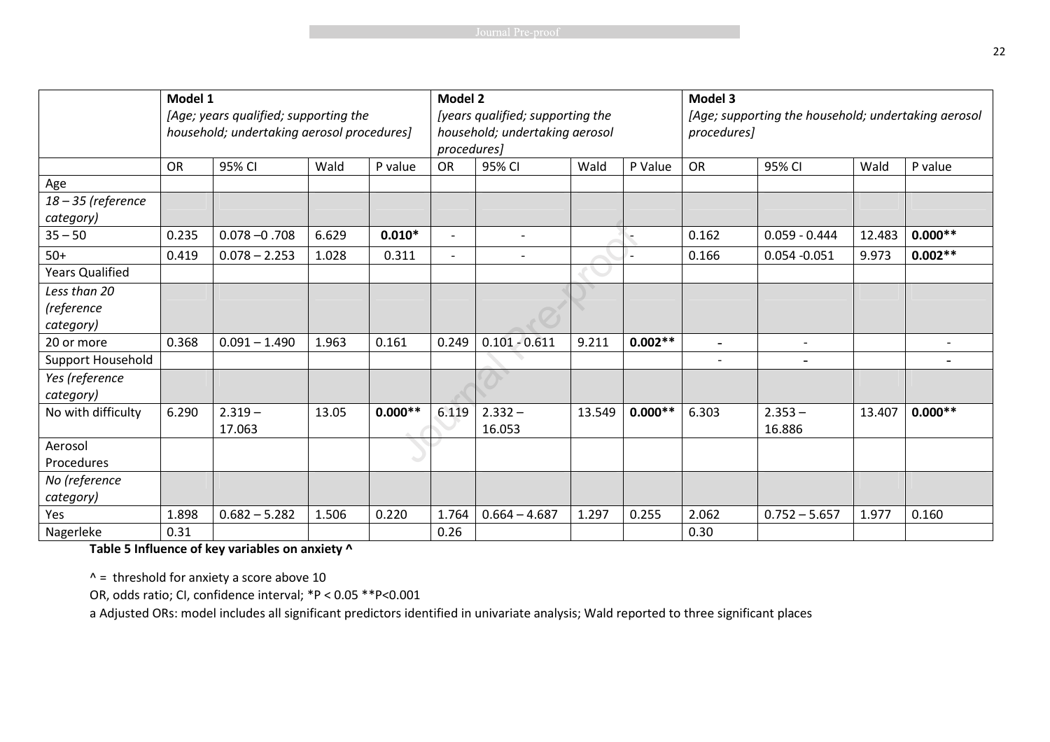| | Model 1<br>*[Age; years qualified; supporting the household; undertaking aerosol procedures]* | | | | Model 2<br>*[years qualified; supporting the household; undertaking aerosol procedures]* | | | | Model 3<br>*[Age; supporting the household; undertaking aerosol procedures]* | | | |
|---|---|---|---|---|---|---|---|---|---|---|---|---|
| | OR | 95% CI | Wald | P value | OR | 95% CI | Wald | P Value | OR | 95% CI | Wald | P value |
| Age | | | | | | | | | | | | |
| *18 – 35 (reference category)* | | | | | | | | | | | | |
| 35 – 50 | 0.235 | 0.078 –0 .708 | 6.629 | **0.010*** | - | - | | - | 0.162 | 0.059 - 0.444 | 12.483 | **0.000**** |
| 50+ | 0.419 | 0.078 – 2.253 | 1.028 | 0.311 | - | - | | - | 0.166 | 0.054 -0.051 | 9.973 | **0.002**** |
| Years Qualified | | | | | | | | | | | | |
| *Less than 20 (reference category)* | | | | | | | | | | | | |
| 20 or more | 0.368 | 0.091 – 1.490 | 1.963 | 0.161 | 0.249 | 0.101 - 0.611 | 9.211 | **0.002**** | - | - | | - |
| Support Household | | | | | | | | | - | - | | - |
| *Yes (reference category)* | | | | | | | | | | | | |
| No with difficulty | 6.290 | 2.319 – 17.063 | 13.05 | **0.000**** | 6.119 | 2.332 – 16.053 | 13.549 | **0.000**** | 6.303 | 2.353 – 16.886 | 13.407 | **0.000**** |
| Aerosol Procedures | | | | | | | | | | | | |
| *No (reference category)* | | | | | | | | | | | | |
| Yes | 1.898 | 0.682 – 5.282 | 1.506 | 0.220 | 1.764 | 0.664 – 4.687 | 1.297 | 0.255 | 2.062 | 0.752 – 5.657 | 1.977 | 0.160 |
| Nagerleke | 0.31 | | | | 0.26 | | | | 0.30 | | | |

**Table 5 Influence of key variables on anxiety ^**

^ = threshold for anxiety a score above 10

OR, odds ratio; CI, confidence interval; *P < 0.05 **P<0.001

a Adjusted ORs: model includes all significant predictors identified in univariate analysis; Wald reported to three significant places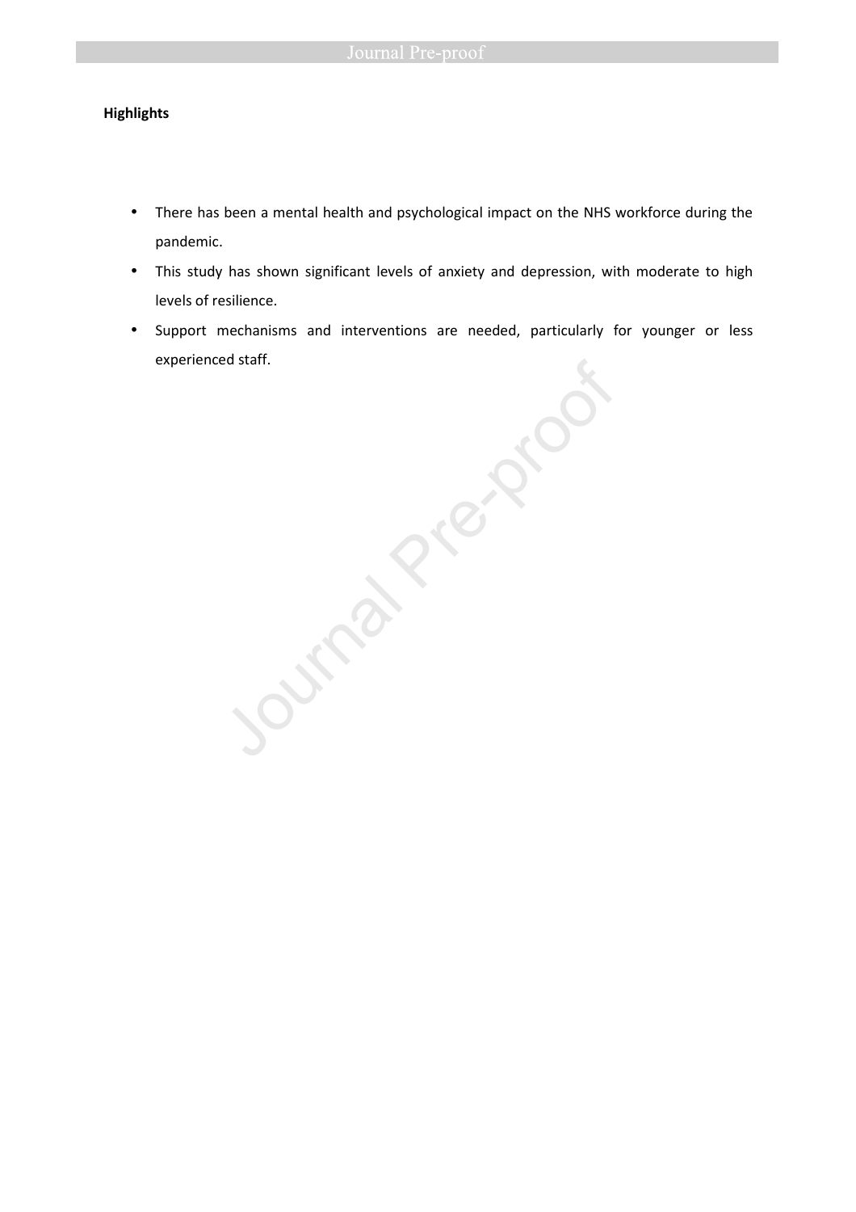**Highlights**

- There has been a mental health and psychological impact on the NHS workforce during the pandemic.
- This study has shown significant levels of anxiety and depression, with moderate to high levels of resilience.
- Support mechanisms and interventions are needed, particularly for younger or less experienced staff.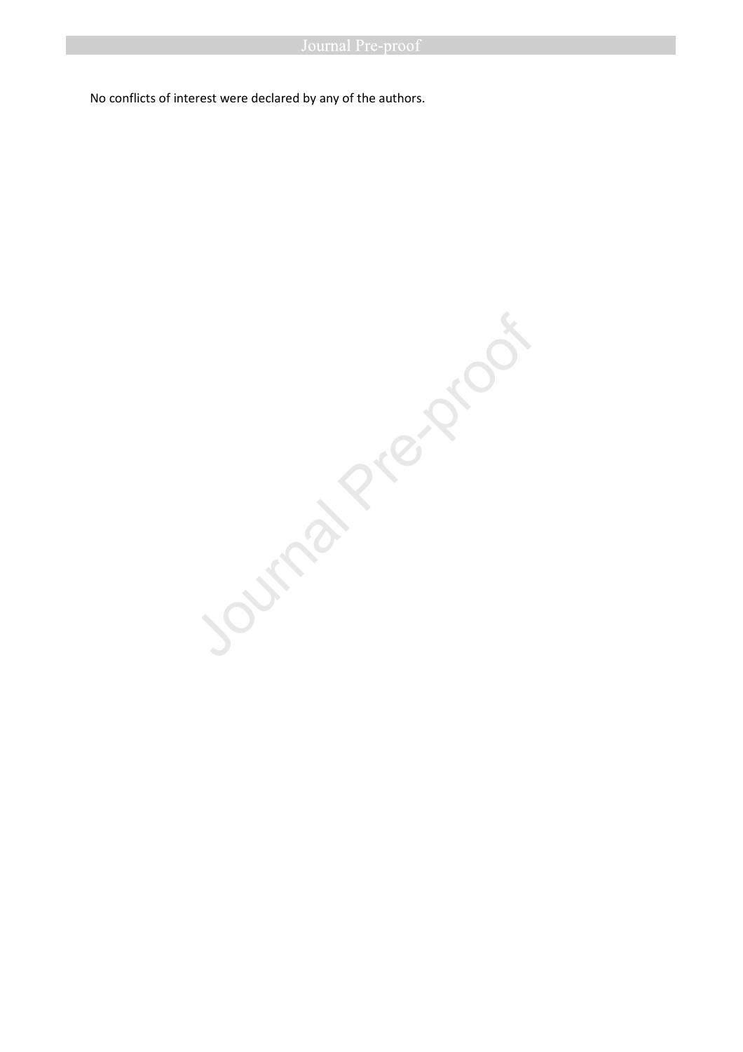No conflicts of interest were declared by any of the authors.